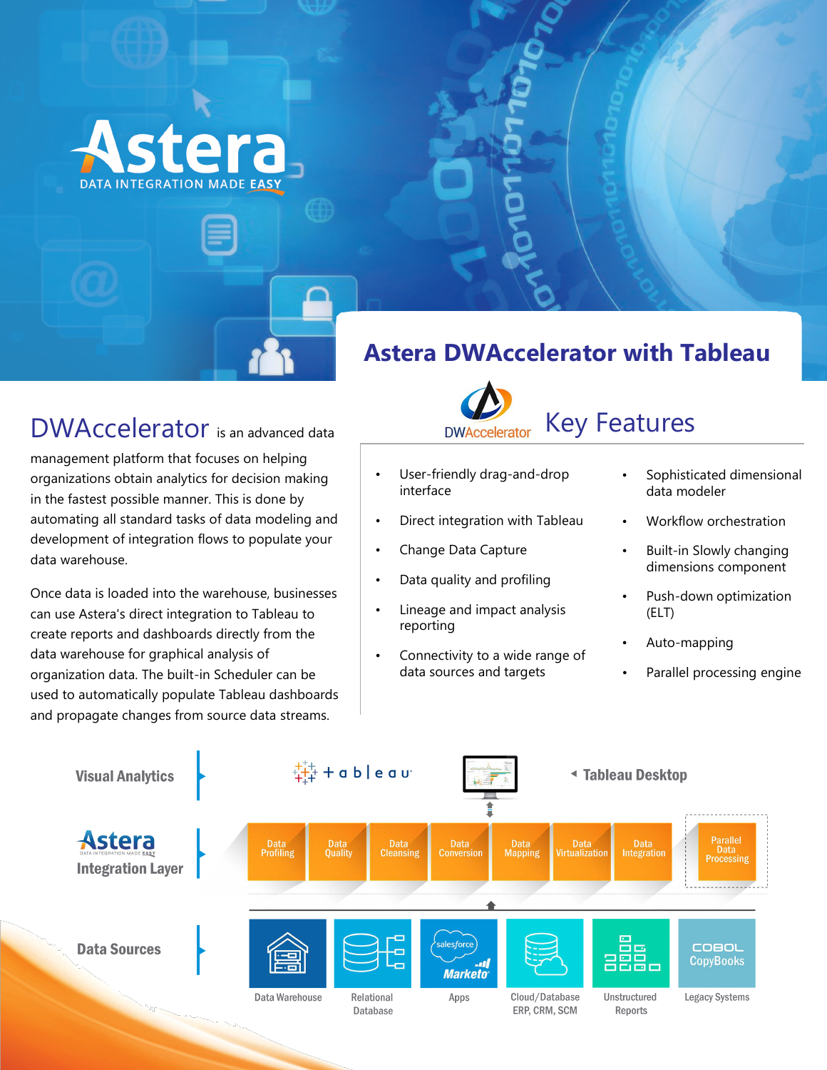Astera
DATA INTEGRATION MADE EASY

# Astera DWAccelerator with Tableau

**DWAccelerator** is an advanced data management platform that focuses on helping organizations obtain analytics for decision making in the fastest possible manner. This is done by automating all standard tasks of data modeling and development of integration flows to populate your data warehouse.

Once data is loaded into the warehouse, businesses can use Astera's direct integration to Tableau to create reports and dashboards directly from the data warehouse for graphical analysis of organization data. The built-in Scheduler can be used to automatically populate Tableau dashboards and propagate changes from source data streams.

## Key Features

- User-friendly drag-and-drop interface
- Direct integration with Tableau
- Change Data Capture
- Data quality and profiling
- Lineage and impact analysis reporting
- Connectivity to a wide range of data sources and targets
- Sophisticated dimensional data modeler
- Workflow orchestration
- Built-in Slowly changing dimensions component
- Push-down optimization (ELT)
- Auto-mapping
- Parallel processing engine

**Visual Analytics**: tableau — Tableau Desktop

**Astera Integration Layer**: Data Profiling, Data Quality, Data Cleansing, Data Conversion, Data Mapping, Data Virtualization, Data Integration, Parallel Data Processing

**Data Sources**: Data Warehouse, Relational Database, Apps (salesforce, Marketo), Cloud/Database ERP, CRM, SCM, Unstructured Reports, Legacy Systems (COBOL CopyBooks)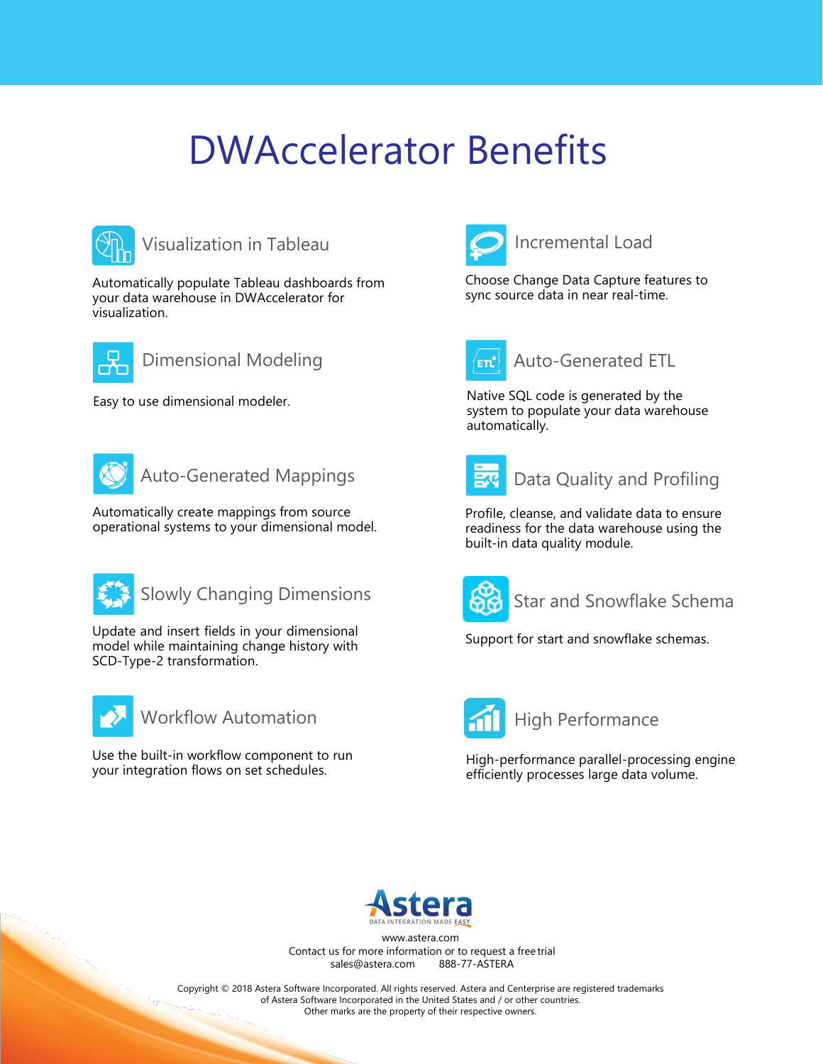# DWAccelerator Benefits

## Visualization in Tableau

Automatically populate Tableau dashboards from your data warehouse in DWAccelerator for visualization.

## Dimensional Modeling

Easy to use dimensional modeler.

## Auto-Generated Mappings

Automatically create mappings from source operational systems to your dimensional model.

## Slowly Changing Dimensions

Update and insert fields in your dimensional model while maintaining change history with SCD-Type-2 transformation.

## Workflow Automation

Use the built-in workflow component to run your integration flows on set schedules.

## Incremental Load

Choose Change Data Capture features to sync source data in near real-time.

## Auto-Generated ETL

Native SQL code is generated by the system to populate your data warehouse automatically.

## Data Quality and Profiling

Profile, cleanse, and validate data to ensure readiness for the data warehouse using the built-in data quality module.

## Star and Snowflake Schema

Support for start and snowflake schemas.

## High Performance

High-performance parallel-processing engine efficiently processes large data volume.

Astera
DATA INTEGRATION MADE EASY

www.astera.com
Contact us for more information or to request a free trial
sales@astera.com 888-77-ASTERA

Copyright © 2018 Astera Software Incorporated. All rights reserved. Astera and Centerprise are registered trademarks of Astera Software Incorporated in the United States and / or other countries.
Other marks are the property of their respective owners.